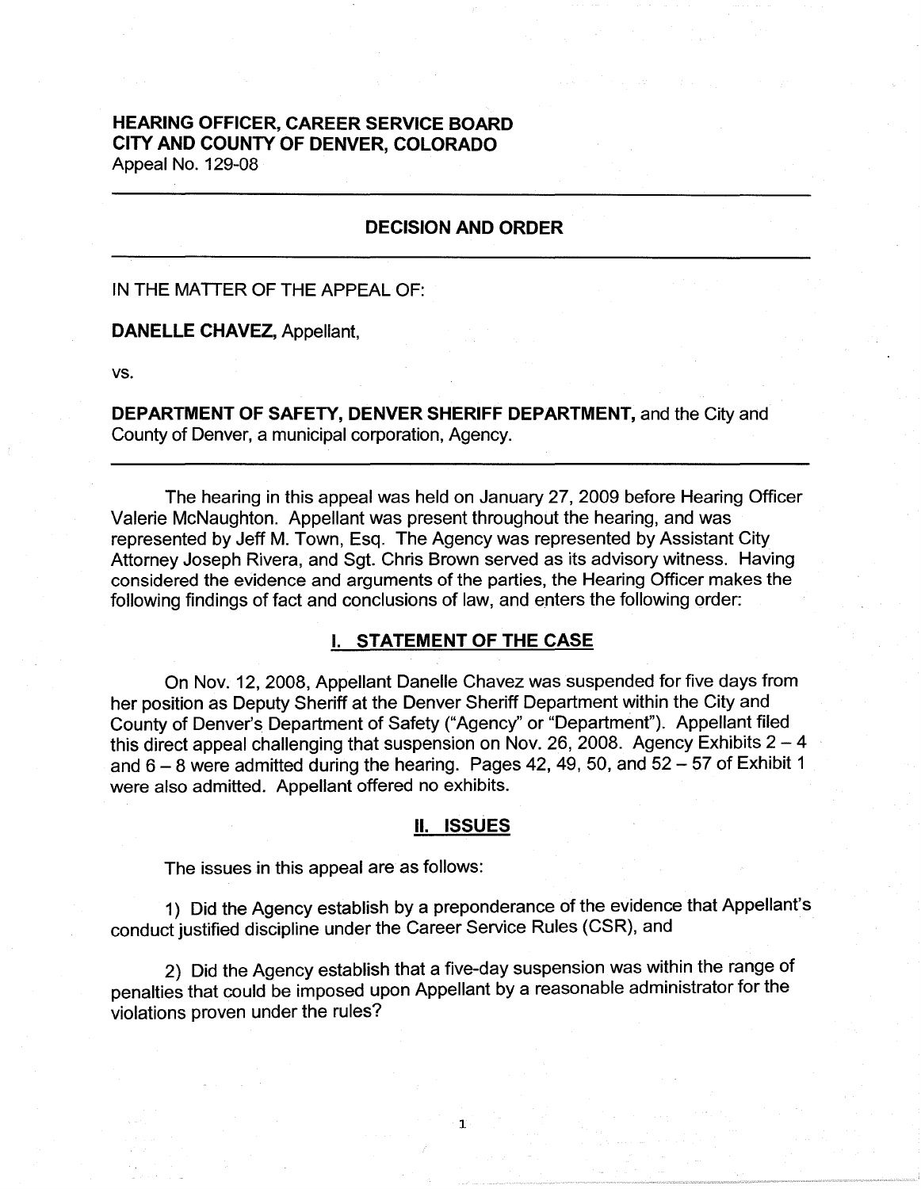**HEARING OFFICER, CAREER SERVICE BOARD**
**CITY AND COUNTY OF DENVER, COLORADO**
Appeal No. 129-08

---

## DECISION AND ORDER

---

IN THE MATTER OF THE APPEAL OF:

**DANELLE CHAVEZ,** Appellant,

vs.

**DEPARTMENT OF SAFETY, DENVER SHERIFF DEPARTMENT,** and the City and County of Denver, a municipal corporation, Agency.

---

The hearing in this appeal was held on January 27, 2009 before Hearing Officer Valerie McNaughton. Appellant was present throughout the hearing, and was represented by Jeff M. Town, Esq. The Agency was represented by Assistant City Attorney Joseph Rivera, and Sgt. Chris Brown served as its advisory witness. Having considered the evidence and arguments of the parties, the Hearing Officer makes the following findings of fact and conclusions of law, and enters the following order:

## I. STATEMENT OF THE CASE

On Nov. 12, 2008, Appellant Danelle Chavez was suspended for five days from her position as Deputy Sheriff at the Denver Sheriff Department within the City and County of Denver's Department of Safety ("Agency" or "Department"). Appellant filed this direct appeal challenging that suspension on Nov. 26, 2008. Agency Exhibits 2 – 4 and 6 – 8 were admitted during the hearing. Pages 42, 49, 50, and 52 – 57 of Exhibit 1 were also admitted. Appellant offered no exhibits.

## II. ISSUES

The issues in this appeal are as follows:

1) Did the Agency establish by a preponderance of the evidence that Appellant's conduct justified discipline under the Career Service Rules (CSR), and

2) Did the Agency establish that a five-day suspension was within the range of penalties that could be imposed upon Appellant by a reasonable administrator for the violations proven under the rules?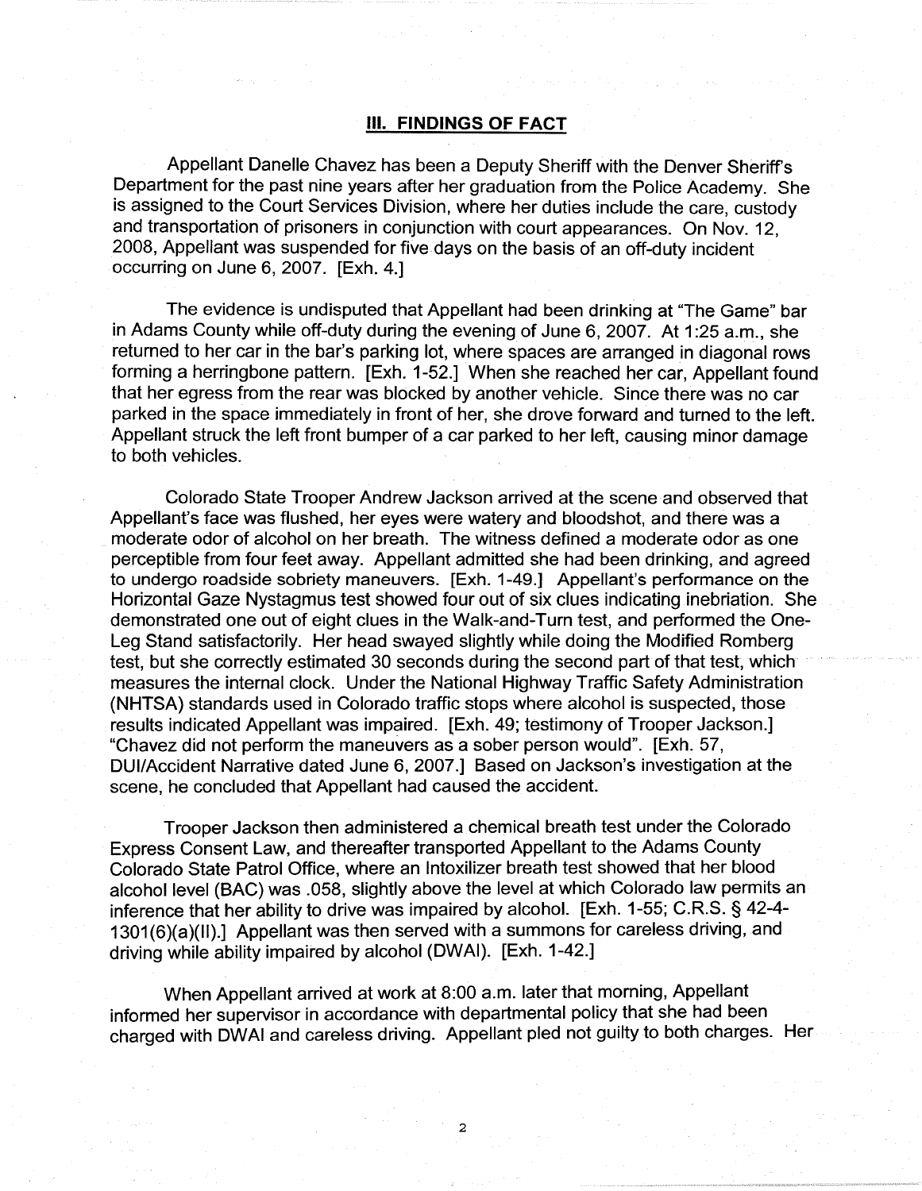## III. FINDINGS OF FACT

Appellant Danelle Chavez has been a Deputy Sheriff with the Denver Sheriff's Department for the past nine years after her graduation from the Police Academy. She is assigned to the Court Services Division, where her duties include the care, custody and transportation of prisoners in conjunction with court appearances. On Nov. 12, 2008, Appellant was suspended for five days on the basis of an off-duty incident occurring on June 6, 2007. [Exh. 4.]

The evidence is undisputed that Appellant had been drinking at "The Game" bar in Adams County while off-duty during the evening of June 6, 2007. At 1:25 a.m., she returned to her car in the bar's parking lot, where spaces are arranged in diagonal rows forming a herringbone pattern. [Exh. 1-52.] When she reached her car, Appellant found that her egress from the rear was blocked by another vehicle. Since there was no car parked in the space immediately in front of her, she drove forward and turned to the left. Appellant struck the left front bumper of a car parked to her left, causing minor damage to both vehicles.

Colorado State Trooper Andrew Jackson arrived at the scene and observed that Appellant's face was flushed, her eyes were watery and bloodshot, and there was a moderate odor of alcohol on her breath. The witness defined a moderate odor as one perceptible from four feet away. Appellant admitted she had been drinking, and agreed to undergo roadside sobriety maneuvers. [Exh. 1-49.] Appellant's performance on the Horizontal Gaze Nystagmus test showed four out of six clues indicating inebriation. She demonstrated one out of eight clues in the Walk-and-Turn test, and performed the One-Leg Stand satisfactorily. Her head swayed slightly while doing the Modified Romberg test, but she correctly estimated 30 seconds during the second part of that test, which measures the internal clock. Under the National Highway Traffic Safety Administration (NHTSA) standards used in Colorado traffic stops where alcohol is suspected, those results indicated Appellant was impaired. [Exh. 49; testimony of Trooper Jackson.] "Chavez did not perform the maneuvers as a sober person would". [Exh. 57, DUI/Accident Narrative dated June 6, 2007.] Based on Jackson's investigation at the scene, he concluded that Appellant had caused the accident.

Trooper Jackson then administered a chemical breath test under the Colorado Express Consent Law, and thereafter transported Appellant to the Adams County Colorado State Patrol Office, where an Intoxilizer breath test showed that her blood alcohol level (BAC) was .058, slightly above the level at which Colorado law permits an inference that her ability to drive was impaired by alcohol. [Exh. 1-55; C.R.S. § 42-4-1301(6)(a)(II).] Appellant was then served with a summons for careless driving, and driving while ability impaired by alcohol (DWAI). [Exh. 1-42.]

When Appellant arrived at work at 8:00 a.m. later that morning, Appellant informed her supervisor in accordance with departmental policy that she had been charged with DWAI and careless driving. Appellant pled not guilty to both charges. Her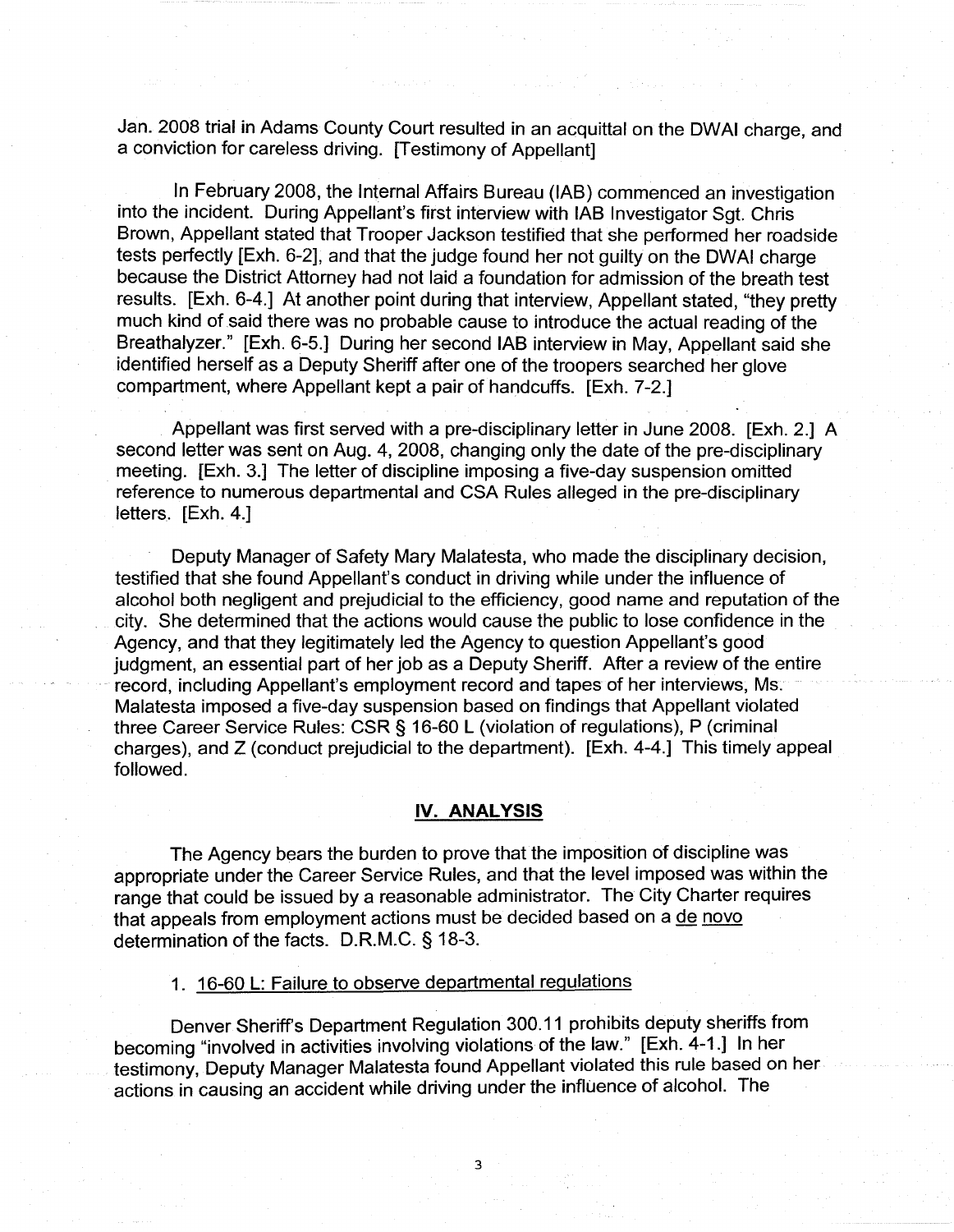Jan. 2008 trial in Adams County Court resulted in an acquittal on the DWAI charge, and a conviction for careless driving. [Testimony of Appellant]

In February 2008, the Internal Affairs Bureau (IAB) commenced an investigation into the incident. During Appellant's first interview with IAB Investigator Sgt. Chris Brown, Appellant stated that Trooper Jackson testified that she performed her roadside tests perfectly [Exh. 6-2], and that the judge found her not guilty on the DWAI charge because the District Attorney had not laid a foundation for admission of the breath test results. [Exh. 6-4.] At another point during that interview, Appellant stated, "they pretty much kind of said there was no probable cause to introduce the actual reading of the Breathalyzer." [Exh. 6-5.] During her second IAB interview in May, Appellant said she identified herself as a Deputy Sheriff after one of the troopers searched her glove compartment, where Appellant kept a pair of handcuffs. [Exh. 7-2.]

Appellant was first served with a pre-disciplinary letter in June 2008. [Exh. 2.] A second letter was sent on Aug. 4, 2008, changing only the date of the pre-disciplinary meeting. [Exh. 3.] The letter of discipline imposing a five-day suspension omitted reference to numerous departmental and CSA Rules alleged in the pre-disciplinary letters. [Exh. 4.]

Deputy Manager of Safety Mary Malatesta, who made the disciplinary decision, testified that she found Appellant's conduct in driving while under the influence of alcohol both negligent and prejudicial to the efficiency, good name and reputation of the city. She determined that the actions would cause the public to lose confidence in the Agency, and that they legitimately led the Agency to question Appellant's good judgment, an essential part of her job as a Deputy Sheriff. After a review of the entire record, including Appellant's employment record and tapes of her interviews, Ms. Malatesta imposed a five-day suspension based on findings that Appellant violated three Career Service Rules: CSR § 16-60 L (violation of regulations), P (criminal charges), and Z (conduct prejudicial to the department). [Exh. 4-4.] This timely appeal followed.

## IV. ANALYSIS

The Agency bears the burden to prove that the imposition of discipline was appropriate under the Career Service Rules, and that the level imposed was within the range that could be issued by a reasonable administrator. The City Charter requires that appeals from employment actions must be decided based on a de novo determination of the facts. D.R.M.C. § 18-3.

### 1. 16-60 L: Failure to observe departmental regulations

Denver Sheriff's Department Regulation 300.11 prohibits deputy sheriffs from becoming "involved in activities involving violations of the law." [Exh. 4-1.] In her testimony, Deputy Manager Malatesta found Appellant violated this rule based on her actions in causing an accident while driving under the influence of alcohol. The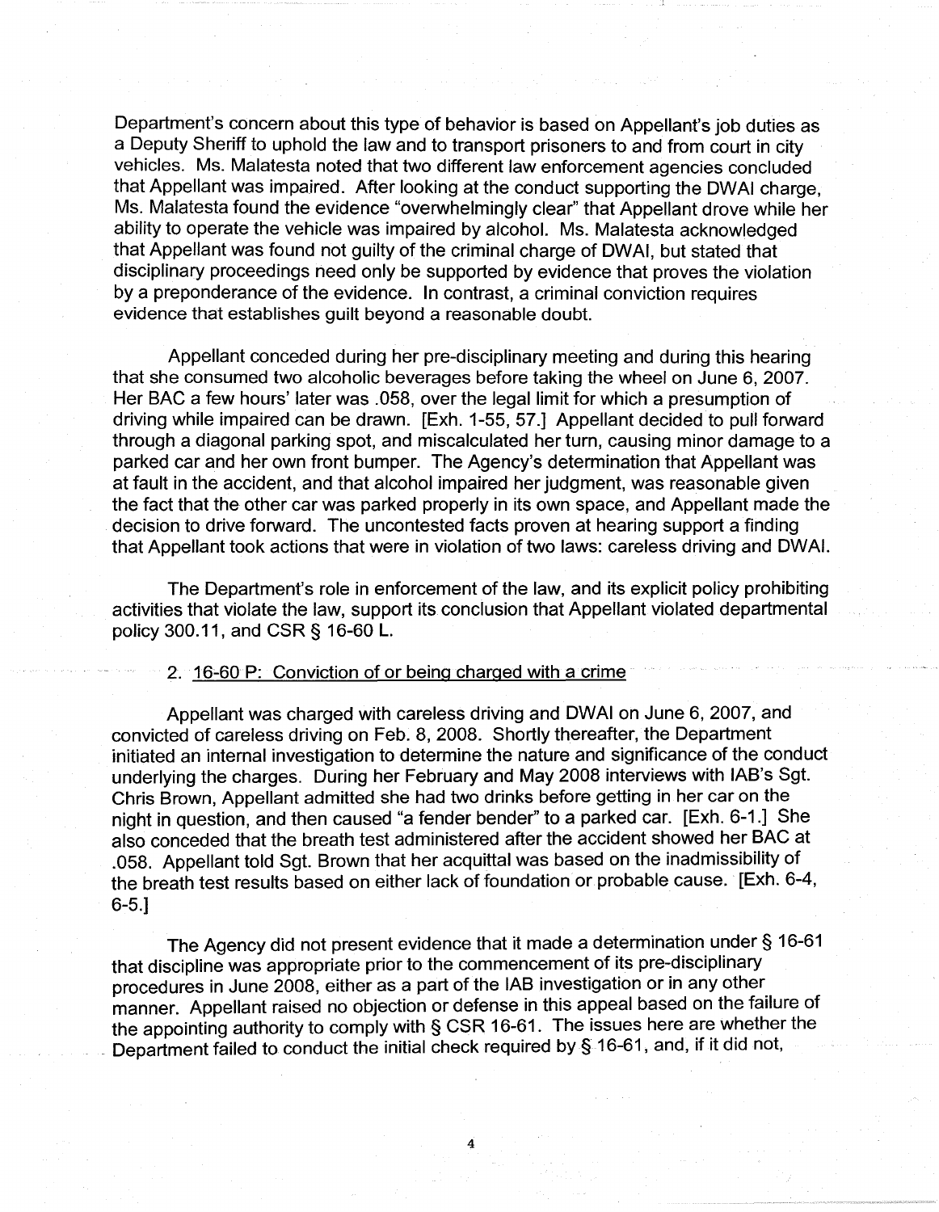Department's concern about this type of behavior is based on Appellant's job duties as a Deputy Sheriff to uphold the law and to transport prisoners to and from court in city vehicles. Ms. Malatesta noted that two different law enforcement agencies concluded that Appellant was impaired. After looking at the conduct supporting the DWAI charge, Ms. Malatesta found the evidence "overwhelmingly clear" that Appellant drove while her ability to operate the vehicle was impaired by alcohol. Ms. Malatesta acknowledged that Appellant was found not guilty of the criminal charge of DWAI, but stated that disciplinary proceedings need only be supported by evidence that proves the violation by a preponderance of the evidence. In contrast, a criminal conviction requires evidence that establishes guilt beyond a reasonable doubt.

Appellant conceded during her pre-disciplinary meeting and during this hearing that she consumed two alcoholic beverages before taking the wheel on June 6, 2007. Her BAC a few hours' later was .058, over the legal limit for which a presumption of driving while impaired can be drawn. [Exh. 1-55, 57.] Appellant decided to pull forward through a diagonal parking spot, and miscalculated her turn, causing minor damage to a parked car and her own front bumper. The Agency's determination that Appellant was at fault in the accident, and that alcohol impaired her judgment, was reasonable given the fact that the other car was parked properly in its own space, and Appellant made the decision to drive forward. The uncontested facts proven at hearing support a finding that Appellant took actions that were in violation of two laws: careless driving and DWAI.

The Department's role in enforcement of the law, and its explicit policy prohibiting activities that violate the law, support its conclusion that Appellant violated departmental policy 300.11, and CSR § 16-60 L.

2. <u>16-60 P: Conviction of or being charged with a crime</u>

Appellant was charged with careless driving and DWAI on June 6, 2007, and convicted of careless driving on Feb. 8, 2008. Shortly thereafter, the Department initiated an internal investigation to determine the nature and significance of the conduct underlying the charges. During her February and May 2008 interviews with IAB's Sgt. Chris Brown, Appellant admitted she had two drinks before getting in her car on the night in question, and then caused "a fender bender" to a parked car. [Exh. 6-1.] She also conceded that the breath test administered after the accident showed her BAC at .058. Appellant told Sgt. Brown that her acquittal was based on the inadmissibility of the breath test results based on either lack of foundation or probable cause. [Exh. 6-4, 6-5.]

The Agency did not present evidence that it made a determination under § 16-61 that discipline was appropriate prior to the commencement of its pre-disciplinary procedures in June 2008, either as a part of the IAB investigation or in any other manner. Appellant raised no objection or defense in this appeal based on the failure of the appointing authority to comply with § CSR 16-61. The issues here are whether the Department failed to conduct the initial check required by § 16-61, and, if it did not,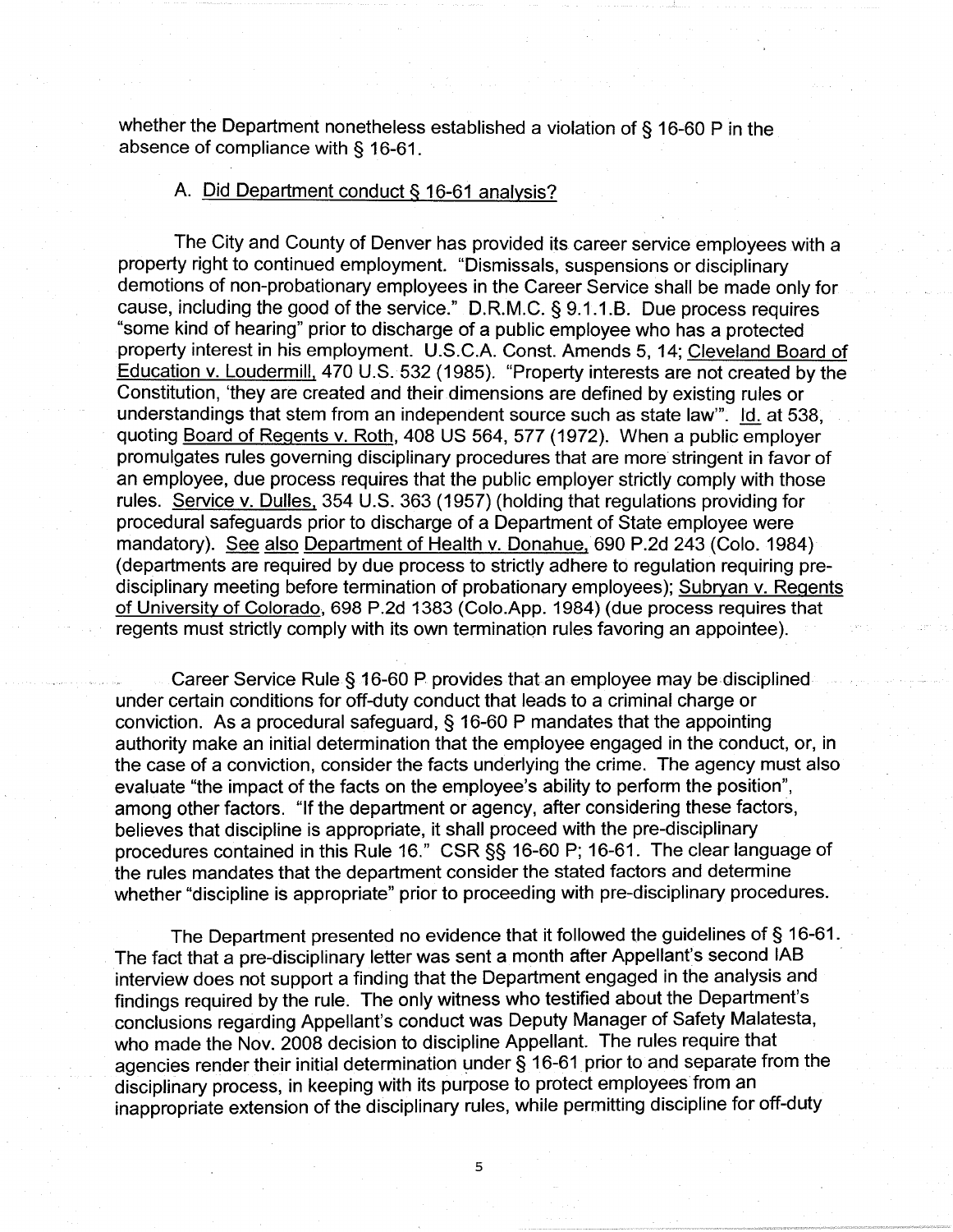whether the Department nonetheless established a violation of § 16-60 P in the absence of compliance with § 16-61.

A. Did Department conduct § 16-61 analysis?

The City and County of Denver has provided its career service employees with a property right to continued employment. "Dismissals, suspensions or disciplinary demotions of non-probationary employees in the Career Service shall be made only for cause, including the good of the service." D.R.M.C. § 9.1.1.B. Due process requires "some kind of hearing" prior to discharge of a public employee who has a protected property interest in his employment. U.S.C.A. Const. Amends 5, 14; Cleveland Board of Education v. Loudermill, 470 U.S. 532 (1985). "Property interests are not created by the Constitution, 'they are created and their dimensions are defined by existing rules or understandings that stem from an independent source such as state law'". Id. at 538, quoting Board of Regents v. Roth, 408 US 564, 577 (1972). When a public employer promulgates rules governing disciplinary procedures that are more stringent in favor of an employee, due process requires that the public employer strictly comply with those rules. Service v. Dulles, 354 U.S. 363 (1957) (holding that regulations providing for procedural safeguards prior to discharge of a Department of State employee were mandatory). See also Department of Health v. Donahue, 690 P.2d 243 (Colo. 1984) (departments are required by due process to strictly adhere to regulation requiring pre-disciplinary meeting before termination of probationary employees); Subryan v. Regents of University of Colorado, 698 P.2d 1383 (Colo.App. 1984) (due process requires that regents must strictly comply with its own termination rules favoring an appointee).

Career Service Rule § 16-60 P provides that an employee may be disciplined under certain conditions for off-duty conduct that leads to a criminal charge or conviction. As a procedural safeguard, § 16-60 P mandates that the appointing authority make an initial determination that the employee engaged in the conduct, or, in the case of a conviction, consider the facts underlying the crime. The agency must also evaluate "the impact of the facts on the employee's ability to perform the position", among other factors. "If the department or agency, after considering these factors, believes that discipline is appropriate, it shall proceed with the pre-disciplinary procedures contained in this Rule 16." CSR §§ 16-60 P; 16-61. The clear language of the rules mandates that the department consider the stated factors and determine whether "discipline is appropriate" prior to proceeding with pre-disciplinary procedures.

The Department presented no evidence that it followed the guidelines of § 16-61. The fact that a pre-disciplinary letter was sent a month after Appellant's second IAB interview does not support a finding that the Department engaged in the analysis and findings required by the rule. The only witness who testified about the Department's conclusions regarding Appellant's conduct was Deputy Manager of Safety Malatesta, who made the Nov. 2008 decision to discipline Appellant. The rules require that agencies render their initial determination under § 16-61 prior to and separate from the disciplinary process, in keeping with its purpose to protect employees from an inappropriate extension of the disciplinary rules, while permitting discipline for off-duty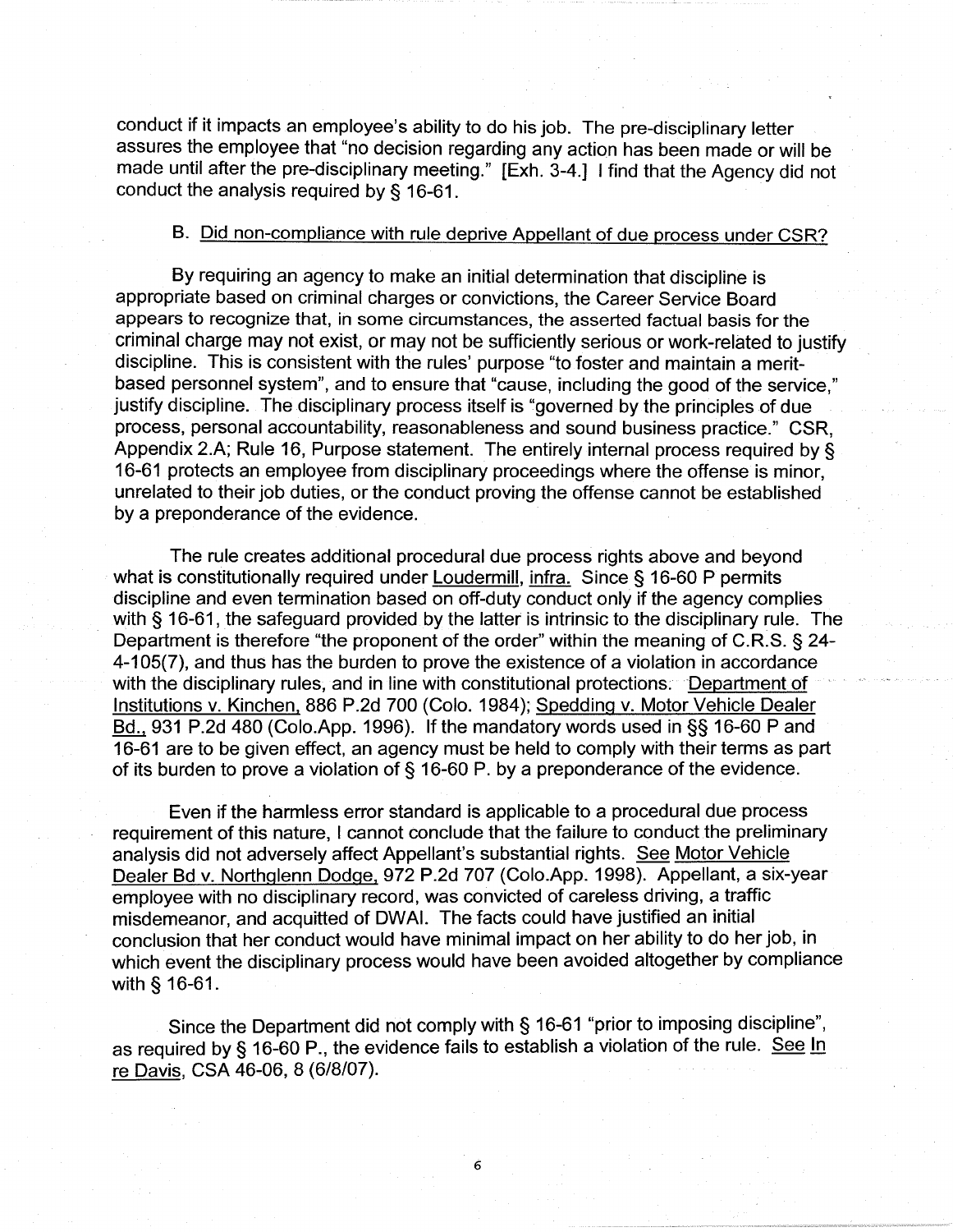conduct if it impacts an employee's ability to do his job. The pre-disciplinary letter assures the employee that "no decision regarding any action has been made or will be made until after the pre-disciplinary meeting." [Exh. 3-4.] I find that the Agency did not conduct the analysis required by § 16-61.

### B. Did non-compliance with rule deprive Appellant of due process under CSR?

By requiring an agency to make an initial determination that discipline is appropriate based on criminal charges or convictions, the Career Service Board appears to recognize that, in some circumstances, the asserted factual basis for the criminal charge may not exist, or may not be sufficiently serious or work-related to justify discipline. This is consistent with the rules' purpose "to foster and maintain a merit-based personnel system", and to ensure that "cause, including the good of the service," justify discipline. The disciplinary process itself is "governed by the principles of due process, personal accountability, reasonableness and sound business practice." CSR, Appendix 2.A; Rule 16, Purpose statement. The entirely internal process required by § 16-61 protects an employee from disciplinary proceedings where the offense is minor, unrelated to their job duties, or the conduct proving the offense cannot be established by a preponderance of the evidence.

The rule creates additional procedural due process rights above and beyond what is constitutionally required under Loudermill, infra. Since § 16-60 P permits discipline and even termination based on off-duty conduct only if the agency complies with § 16-61, the safeguard provided by the latter is intrinsic to the disciplinary rule. The Department is therefore "the proponent of the order" within the meaning of C.R.S. § 24-4-105(7), and thus has the burden to prove the existence of a violation in accordance with the disciplinary rules, and in line with constitutional protections. Department of Institutions v. Kinchen, 886 P.2d 700 (Colo. 1984); Spedding v. Motor Vehicle Dealer Bd., 931 P.2d 480 (Colo.App. 1996). If the mandatory words used in §§ 16-60 P and 16-61 are to be given effect, an agency must be held to comply with their terms as part of its burden to prove a violation of § 16-60 P. by a preponderance of the evidence.

Even if the harmless error standard is applicable to a procedural due process requirement of this nature, I cannot conclude that the failure to conduct the preliminary analysis did not adversely affect Appellant's substantial rights. See Motor Vehicle Dealer Bd v. Northglenn Dodge, 972 P.2d 707 (Colo.App. 1998). Appellant, a six-year employee with no disciplinary record, was convicted of careless driving, a traffic misdemeanor, and acquitted of DWAI. The facts could have justified an initial conclusion that her conduct would have minimal impact on her ability to do her job, in which event the disciplinary process would have been avoided altogether by compliance with § 16-61.

Since the Department did not comply with § 16-61 "prior to imposing discipline", as required by § 16-60 P., the evidence fails to establish a violation of the rule. See In re Davis, CSA 46-06, 8 (6/8/07).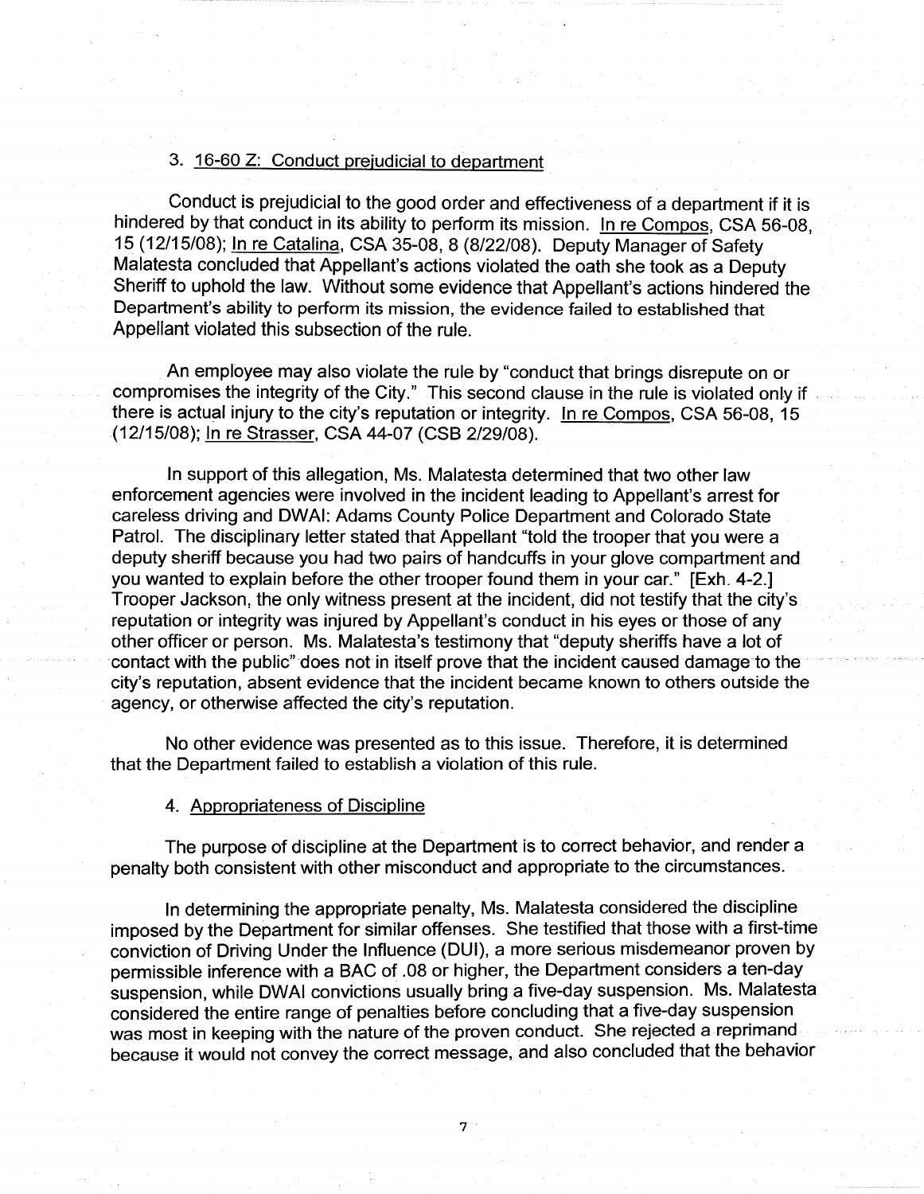3. <u>16-60 Z: Conduct prejudicial to department</u>

Conduct is prejudicial to the good order and effectiveness of a department if it is hindered by that conduct in its ability to perform its mission. <u>In re Compos</u>, CSA 56-08, 15 (12/15/08); <u>In re Catalina</u>, CSA 35-08, 8 (8/22/08). Deputy Manager of Safety Malatesta concluded that Appellant's actions violated the oath she took as a Deputy Sheriff to uphold the law. Without some evidence that Appellant's actions hindered the Department's ability to perform its mission, the evidence failed to established that Appellant violated this subsection of the rule.

An employee may also violate the rule by "conduct that brings disrepute on or compromises the integrity of the City." This second clause in the rule is violated only if there is actual injury to the city's reputation or integrity. <u>In re Compos</u>, CSA 56-08, 15 (12/15/08); <u>In re Strasser</u>, CSA 44-07 (CSB 2/29/08).

In support of this allegation, Ms. Malatesta determined that two other law enforcement agencies were involved in the incident leading to Appellant's arrest for careless driving and DWAI: Adams County Police Department and Colorado State Patrol. The disciplinary letter stated that Appellant "told the trooper that you were a deputy sheriff because you had two pairs of handcuffs in your glove compartment and you wanted to explain before the other trooper found them in your car." [Exh. 4-2.] Trooper Jackson, the only witness present at the incident, did not testify that the city's reputation or integrity was injured by Appellant's conduct in his eyes or those of any other officer or person. Ms. Malatesta's testimony that "deputy sheriffs have a lot of contact with the public" does not in itself prove that the incident caused damage to the city's reputation, absent evidence that the incident became known to others outside the agency, or otherwise affected the city's reputation.

No other evidence was presented as to this issue. Therefore, it is determined that the Department failed to establish a violation of this rule.

4. <u>Appropriateness of Discipline</u>

The purpose of discipline at the Department is to correct behavior, and render a penalty both consistent with other misconduct and appropriate to the circumstances.

In determining the appropriate penalty, Ms. Malatesta considered the discipline imposed by the Department for similar offenses. She testified that those with a first-time conviction of Driving Under the Influence (DUI), a more serious misdemeanor proven by permissible inference with a BAC of .08 or higher, the Department considers a ten-day suspension, while DWAI convictions usually bring a five-day suspension. Ms. Malatesta considered the entire range of penalties before concluding that a five-day suspension was most in keeping with the nature of the proven conduct. She rejected a reprimand because it would not convey the correct message, and also concluded that the behavior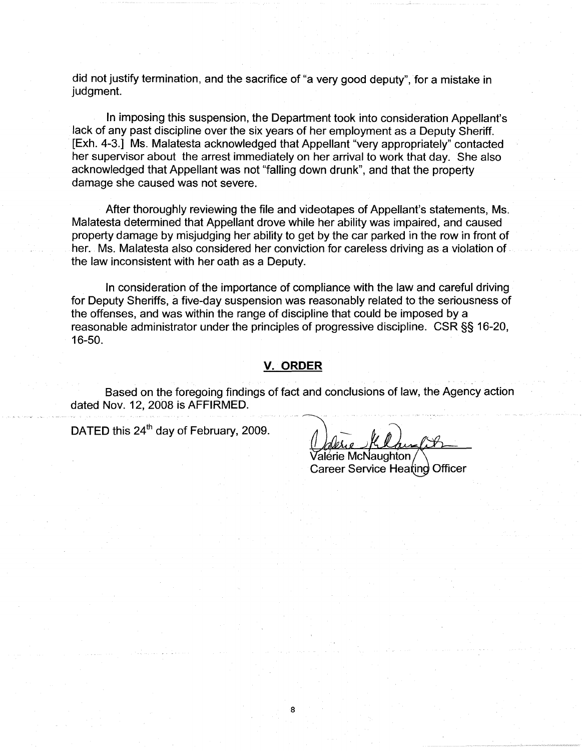did not justify termination, and the sacrifice of "a very good deputy", for a mistake in judgment.

In imposing this suspension, the Department took into consideration Appellant's lack of any past discipline over the six years of her employment as a Deputy Sheriff. [Exh. 4-3.] Ms. Malatesta acknowledged that Appellant "very appropriately" contacted her supervisor about the arrest immediately on her arrival to work that day. She also acknowledged that Appellant was not "falling down drunk", and that the property damage she caused was not severe.

After thoroughly reviewing the file and videotapes of Appellant's statements, Ms. Malatesta determined that Appellant drove while her ability was impaired, and caused property damage by misjudging her ability to get by the car parked in the row in front of her. Ms. Malatesta also considered her conviction for careless driving as a violation of the law inconsistent with her oath as a Deputy.

In consideration of the importance of compliance with the law and careful driving for Deputy Sheriffs, a five-day suspension was reasonably related to the seriousness of the offenses, and was within the range of discipline that could be imposed by a reasonable administrator under the principles of progressive discipline. CSR §§ 16-20, 16-50.

## V. ORDER

Based on the foregoing findings of fact and conclusions of law, the Agency action dated Nov. 12, 2008 is AFFIRMED.

DATED this 24th day of February, 2009.

Valerie McNaughton
Career Service Hearing Officer